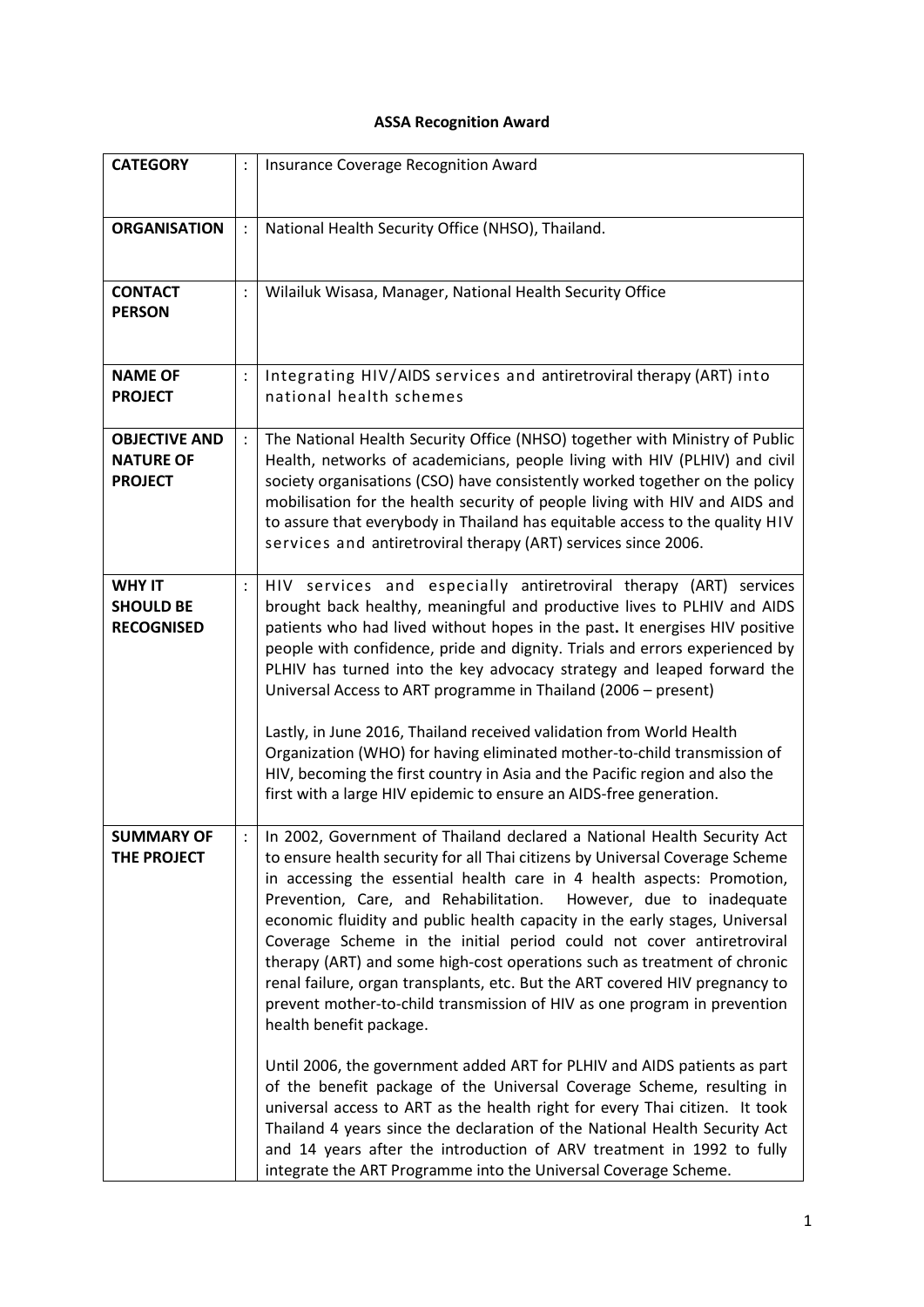**ASSA Recognition Award**

| | | |
|---|---|---|
| **CATEGORY** | : | Insurance Coverage Recognition Award |
| **ORGANISATION** | : | National Health Security Office (NHSO), Thailand. |
| **CONTACT PERSON** | : | Wilailuk Wisasa, Manager, National Health Security Office |
| **NAME OF PROJECT** | : | Integrating HIV/AIDS services and antiretroviral therapy (ART) into national health schemes |
| **OBJECTIVE AND NATURE OF PROJECT** | : | The National Health Security Office (NHSO) together with Ministry of Public Health, networks of academicians, people living with HIV (PLHIV) and civil society organisations (CSO) have consistently worked together on the policy mobilisation for the health security of people living with HIV and AIDS and to assure that everybody in Thailand has equitable access to the quality HIV services and antiretroviral therapy (ART) services since 2006. |
| **WHY IT SHOULD BE RECOGNISED** | : | HIV services and especially antiretroviral therapy (ART) services brought back healthy, meaningful and productive lives to PLHIV and AIDS patients who had lived without hopes in the past**.** It energises HIV positive people with confidence, pride and dignity. Trials and errors experienced by PLHIV has turned into the key advocacy strategy and leaped forward the Universal Access to ART programme in Thailand (2006 – present)<br><br>Lastly, in June 2016, Thailand received validation from World Health Organization (WHO) for having eliminated mother-to-child transmission of HIV, becoming the first country in Asia and the Pacific region and also the first with a large HIV epidemic to ensure an AIDS-free generation. |
| **SUMMARY OF THE PROJECT** | : | In 2002, Government of Thailand declared a National Health Security Act to ensure health security for all Thai citizens by Universal Coverage Scheme in accessing the essential health care in 4 health aspects: Promotion, Prevention, Care, and Rehabilitation. However, due to inadequate economic fluidity and public health capacity in the early stages, Universal Coverage Scheme in the initial period could not cover antiretroviral therapy (ART) and some high-cost operations such as treatment of chronic renal failure, organ transplants, etc. But the ART covered HIV pregnancy to prevent mother-to-child transmission of HIV as one program in prevention health benefit package.<br><br>Until 2006, the government added ART for PLHIV and AIDS patients as part of the benefit package of the Universal Coverage Scheme, resulting in universal access to ART as the health right for every Thai citizen. It took Thailand 4 years since the declaration of the National Health Security Act and 14 years after the introduction of ARV treatment in 1992 to fully integrate the ART Programme into the Universal Coverage Scheme. |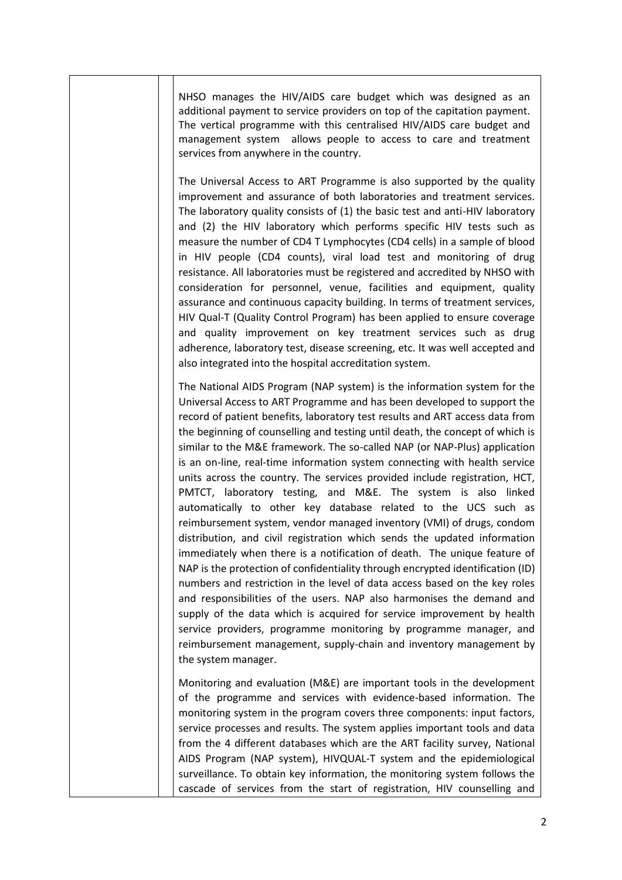NHSO manages the HIV/AIDS care budget which was designed as an additional payment to service providers on top of the capitation payment. The vertical programme with this centralised HIV/AIDS care budget and management system allows people to access to care and treatment services from anywhere in the country.

The Universal Access to ART Programme is also supported by the quality improvement and assurance of both laboratories and treatment services. The laboratory quality consists of (1) the basic test and anti-HIV laboratory and (2) the HIV laboratory which performs specific HIV tests such as measure the number of CD4 T Lymphocytes (CD4 cells) in a sample of blood in HIV people (CD4 counts), viral load test and monitoring of drug resistance. All laboratories must be registered and accredited by NHSO with consideration for personnel, venue, facilities and equipment, quality assurance and continuous capacity building. In terms of treatment services, HIV Qual-T (Quality Control Program) has been applied to ensure coverage and quality improvement on key treatment services such as drug adherence, laboratory test, disease screening, etc. It was well accepted and also integrated into the hospital accreditation system.

The National AIDS Program (NAP system) is the information system for the Universal Access to ART Programme and has been developed to support the record of patient benefits, laboratory test results and ART access data from the beginning of counselling and testing until death, the concept of which is similar to the M&E framework. The so-called NAP (or NAP-Plus) application is an on-line, real-time information system connecting with health service units across the country. The services provided include registration, HCT, PMTCT, laboratory testing, and M&E. The system is also linked automatically to other key database related to the UCS such as reimbursement system, vendor managed inventory (VMI) of drugs, condom distribution, and civil registration which sends the updated information immediately when there is a notification of death. The unique feature of NAP is the protection of confidentiality through encrypted identification (ID) numbers and restriction in the level of data access based on the key roles and responsibilities of the users. NAP also harmonises the demand and supply of the data which is acquired for service improvement by health service providers, programme monitoring by programme manager, and reimbursement management, supply-chain and inventory management by the system manager.

Monitoring and evaluation (M&E) are important tools in the development of the programme and services with evidence-based information. The monitoring system in the program covers three components: input factors, service processes and results. The system applies important tools and data from the 4 different databases which are the ART facility survey, National AIDS Program (NAP system), HIVQUAL-T system and the epidemiological surveillance. To obtain key information, the monitoring system follows the cascade of services from the start of registration, HIV counselling and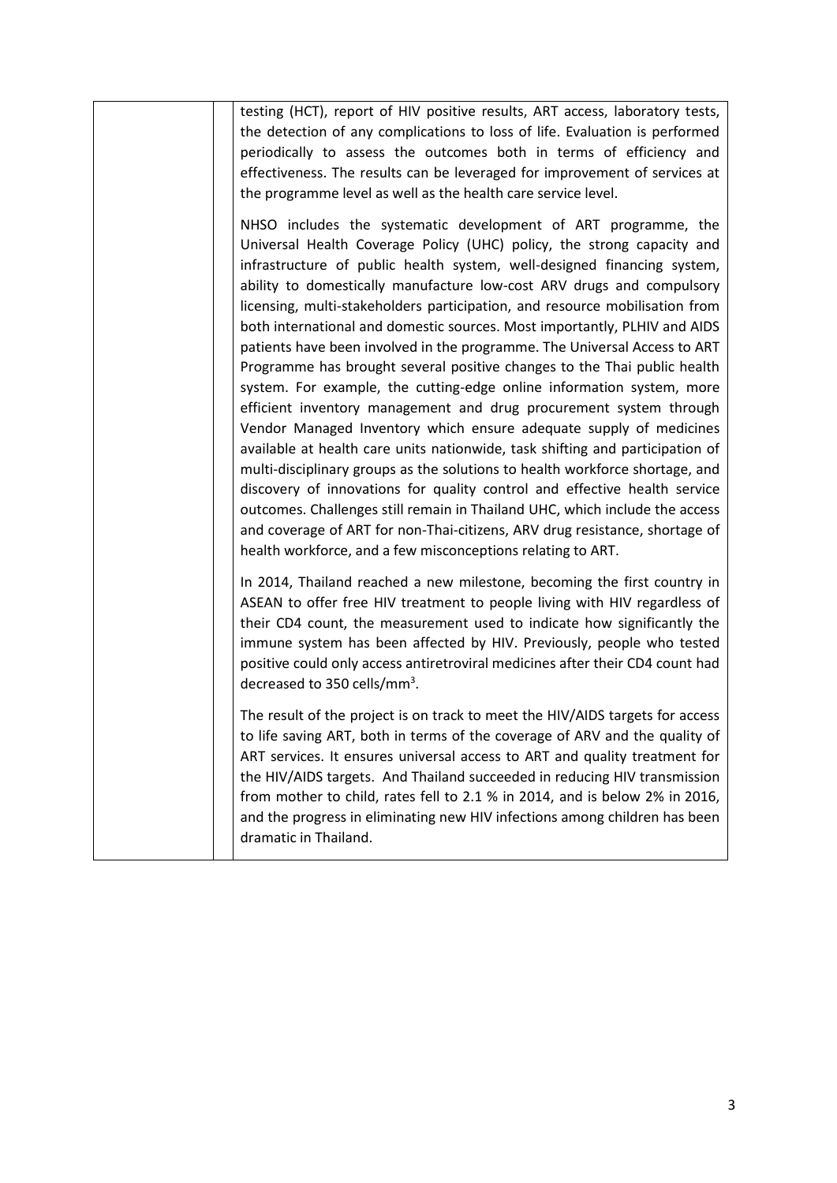| | | |
|---|---|---|
| | | testing (HCT), report of HIV positive results, ART access, laboratory tests, the detection of any complications to loss of life. Evaluation is performed periodically to assess the outcomes both in terms of efficiency and effectiveness. The results can be leveraged for improvement of services at the programme level as well as the health care service level.<br><br>NHSO includes the systematic development of ART programme, the Universal Health Coverage Policy (UHC) policy, the strong capacity and infrastructure of public health system, well-designed financing system, ability to domestically manufacture low-cost ARV drugs and compulsory licensing, multi-stakeholders participation, and resource mobilisation from both international and domestic sources. Most importantly, PLHIV and AIDS patients have been involved in the programme. The Universal Access to ART Programme has brought several positive changes to the Thai public health system. For example, the cutting-edge online information system, more efficient inventory management and drug procurement system through Vendor Managed Inventory which ensure adequate supply of medicines available at health care units nationwide, task shifting and participation of multi-disciplinary groups as the solutions to health workforce shortage, and discovery of innovations for quality control and effective health service outcomes. Challenges still remain in Thailand UHC, which include the access and coverage of ART for non-Thai-citizens, ARV drug resistance, shortage of health workforce, and a few misconceptions relating to ART.<br><br>In 2014, Thailand reached a new milestone, becoming the first country in ASEAN to offer free HIV treatment to people living with HIV regardless of their CD4 count, the measurement used to indicate how significantly the immune system has been affected by HIV. Previously, people who tested positive could only access antiretroviral medicines after their CD4 count had decreased to 350 cells/mm$^3$.<br><br>The result of the project is on track to meet the HIV/AIDS targets for access to life saving ART, both in terms of the coverage of ARV and the quality of ART services. It ensures universal access to ART and quality treatment for the HIV/AIDS targets. And Thailand succeeded in reducing HIV transmission from mother to child, rates fell to 2.1 % in 2014, and is below 2% in 2016, and the progress in eliminating new HIV infections among children has been dramatic in Thailand. |